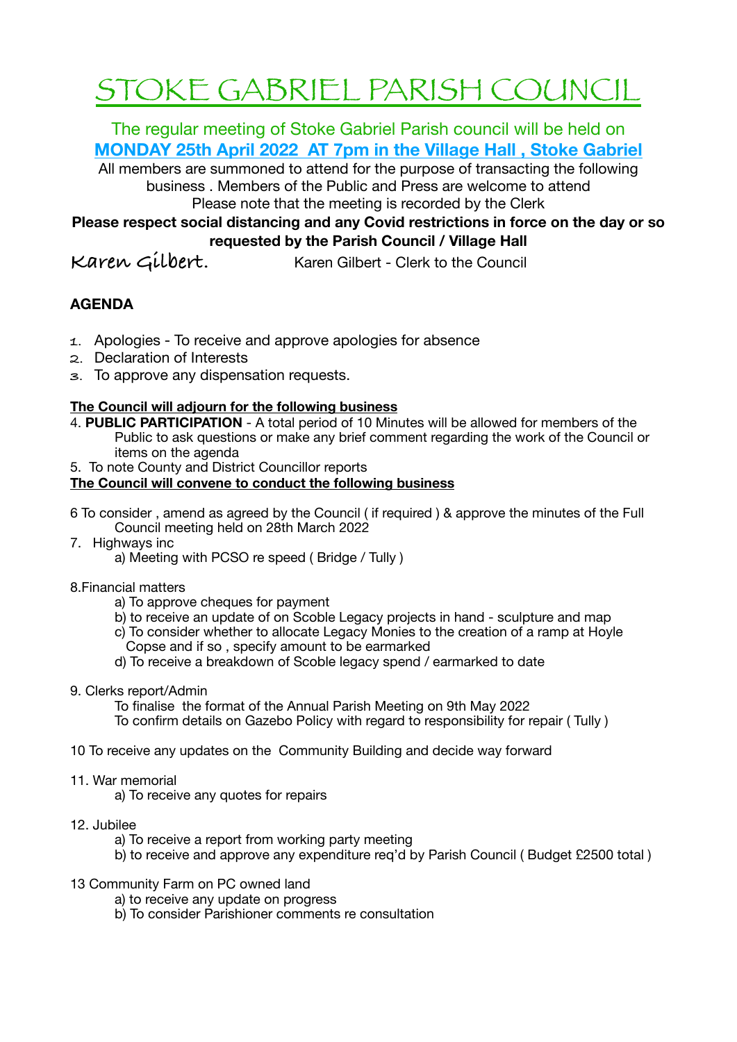# STOKE GABRIEL PARISH COUNCIL

The regular meeting of Stoke Gabriel Parish council will be held on
**MONDAY 25th April 2022 AT 7pm in the Village Hall , Stoke Gabriel**

All members are summoned to attend for the purpose of transacting the following business . Members of the Public and Press are welcome to attend
Please note that the meeting is recorded by the Clerk

**Please respect social distancing and any Covid restrictions in force on the day or so requested by the Parish Council / Village Hall**

Karen Gilbert. Karen Gilbert - Clerk to the Council

## AGENDA

1. Apologies - To receive and approve apologies for absence
2. Declaration of Interests
3. To approve any dispensation requests.

**The Council will adjourn for the following business**

4. **PUBLIC PARTICIPATION** - A total period of 10 Minutes will be allowed for members of the Public to ask questions or make any brief comment regarding the work of the Council or items on the agenda
5. To note County and District Councillor reports

**The Council will convene to conduct the following business**

6 To consider , amend as agreed by the Council ( if required ) & approve the minutes of the Full Council meeting held on 28th March 2022

7. Highways inc
   a) Meeting with PCSO re speed ( Bridge / Tully )

8.Financial matters
   a) To approve cheques for payment
   b) to receive an update of on Scoble Legacy projects in hand - sculpture and map
   c) To consider whether to allocate Legacy Monies to the creation of a ramp at Hoyle Copse and if so , specify amount to be earmarked
   d) To receive a breakdown of Scoble legacy spend / earmarked to date

9. Clerks report/Admin
   To finalise the format of the Annual Parish Meeting on 9th May 2022
   To confirm details on Gazebo Policy with regard to responsibility for repair ( Tully )

10 To receive any updates on the Community Building and decide way forward

11. War memorial
   a) To receive any quotes for repairs

12. Jubilee
   a) To receive a report from working party meeting
   b) to receive and approve any expenditure req'd by Parish Council ( Budget £2500 total )

13 Community Farm on PC owned land
   a) to receive any update on progress
   b) To consider Parishioner comments re consultation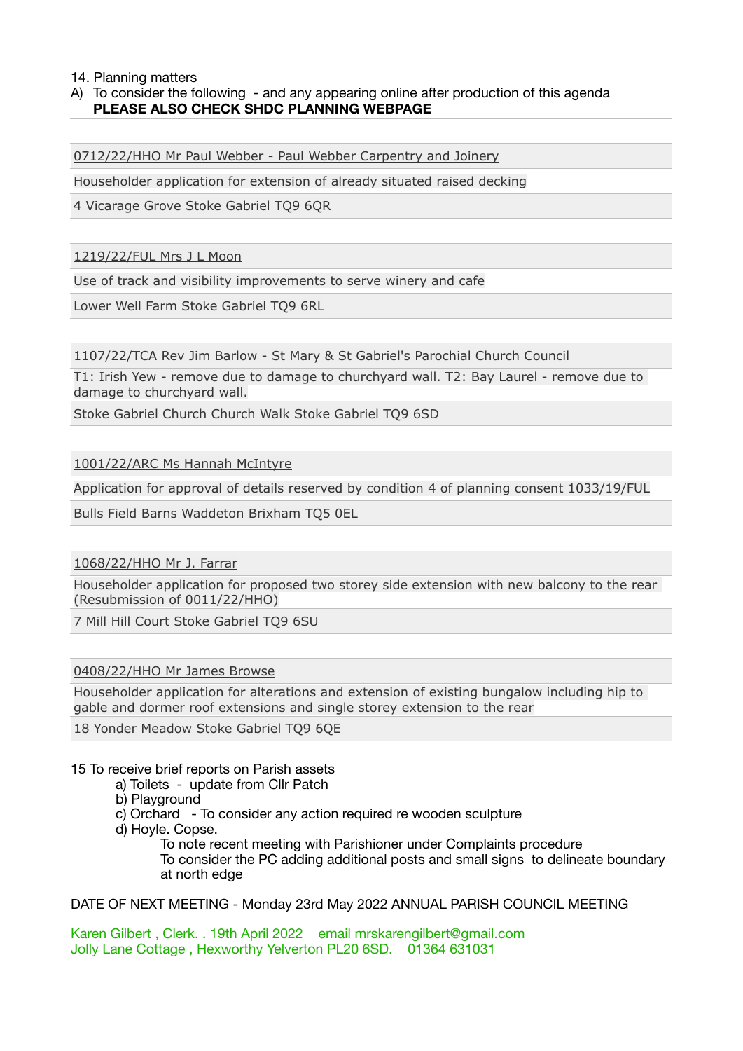14. Planning matters

A) To consider the following - and any appearing online after production of this agenda
**PLEASE ALSO CHECK SHDC PLANNING WEBPAGE**

| |
|---|
| |
| 0712/22/HHO Mr Paul Webber - Paul Webber Carpentry and Joinery |
| Householder application for extension of already situated raised decking |
| 4 Vicarage Grove Stoke Gabriel TQ9 6QR |
| |
| 1219/22/FUL Mrs J L Moon |
| Use of track and visibility improvements to serve winery and cafe |
| Lower Well Farm Stoke Gabriel TQ9 6RL |
| |
| 1107/22/TCA Rev Jim Barlow - St Mary & St Gabriel's Parochial Church Council |
| T1: Irish Yew - remove due to damage to churchyard wall. T2: Bay Laurel - remove due to damage to churchyard wall. |
| Stoke Gabriel Church Church Walk Stoke Gabriel TQ9 6SD |
| |
| 1001/22/ARC Ms Hannah McIntyre |
| Application for approval of details reserved by condition 4 of planning consent 1033/19/FUL |
| Bulls Field Barns Waddeton Brixham TQ5 0EL |
| |
| 1068/22/HHO Mr J. Farrar |
| Householder application for proposed two storey side extension with new balcony to the rear (Resubmission of 0011/22/HHO) |
| 7 Mill Hill Court Stoke Gabriel TQ9 6SU |
| |
| 0408/22/HHO Mr James Browse |
| Householder application for alterations and extension of existing bungalow including hip to gable and dormer roof extensions and single storey extension to the rear |
| 18 Yonder Meadow Stoke Gabriel TQ9 6QE |

15 To receive brief reports on Parish assets

a) Toilets - update from Cllr Patch
b) Playground
c) Orchard - To consider any action required re wooden sculpture
d) Hoyle. Copse.
   To note recent meeting with Parishioner under Complaints procedure
   To consider the PC adding additional posts and small signs to delineate boundary at north edge

DATE OF NEXT MEETING - Monday 23rd May 2022 ANNUAL PARISH COUNCIL MEETING

Karen Gilbert , Clerk. . 19th April 2022 email mrskarengilbert@gmail.com
Jolly Lane Cottage , Hexworthy Yelverton PL20 6SD. 01364 631031